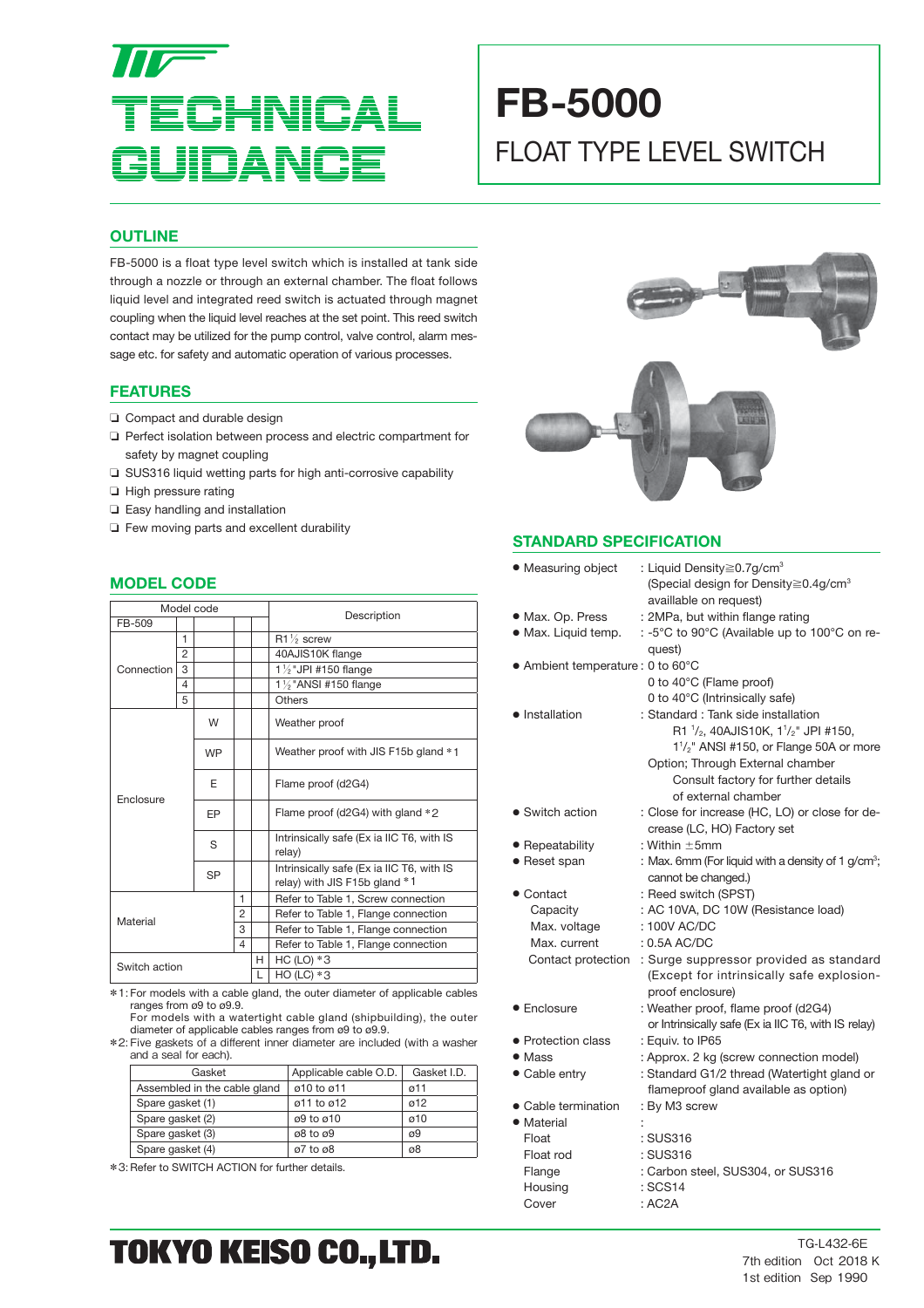# TECHNICAL GUIDANCE

# FB-5000

## FLOAT TYPE LEVEL SWITCH

## OUTLINE

FB-5000 is a float type level switch which is installed at tank side through a nozzle or through an external chamber. The float follows liquid level and integrated reed switch is actuated through magnet coupling when the liquid level reaches at the set point. This reed switch contact may be utilized for the pump control, valve control, alarm message etc. for safety and automatic operation of various processes.

## FEATURES

- ❑ Compact and durable design
- ❑ Perfect isolation between process and electric compartment for safety by magnet coupling
- ❑ SUS316 liquid wetting parts for high anti-corrosive capability
- ❑ High pressure rating
- ❑ Easy handling and installation
- ❑ Few moving parts and excellent durability

## MODEL CODE

| Model code | | | | | Description |
|---|---|---|---|---|---|
| FB-509 | | | | | |
| Connection | 1 | | | | R1½ screw |
| | 2 | | | | 40AJIS10K flange |
| | 3 | | | | 1½"JPI #150 flange |
| | 4 | | | | 1½"ANSI #150 flange |
| | 5 | | | | Others |
| Enclosure | | W | | | Weather proof |
| | | WP | | | Weather proof with JIS F15b gland *1 |
| | | E | | | Flame proof (d2G4) |
| | | EP | | | Flame proof (d2G4) with gland *2 |
| | | S | | | Intrinsically safe (Ex ia IIC T6, with IS relay) |
| | | SP | | | Intrinsically safe (Ex ia IIC T6, with IS relay) with JIS F15b gland *1 |
| Material | | | 1 | | Refer to Table 1, Screw connection |
| | | | 2 | | Refer to Table 1, Flange connection |
| | | | 3 | | Refer to Table 1, Flange connection |
| | | | 4 | | Refer to Table 1, Flange connection |
| Switch action | | | | H | HC (LO) *3 |
| | | | | L | HO (LC) *3 |

*1: For models with a cable gland, the outer diameter of applicable cables ranges from ø9 to ø9.9.
For models with a watertight cable gland (shipbuilding), the outer diameter of applicable cables ranges from ø9 to ø9.9.

*2: Five gaskets of a different inner diameter are included (with a washer and a seal for each).

| Gasket | Applicable cable O.D. | Gasket I.D. |
|---|---|---|
| Assembled in the cable gland | ø10 to ø11 | ø11 |
| Spare gasket (1) | ø11 to ø12 | ø12 |
| Spare gasket (2) | ø9 to ø10 | ø10 |
| Spare gasket (3) | ø8 to ø9 | ø9 |
| Spare gasket (4) | ø7 to ø8 | ø8 |

*3: Refer to SWITCH ACTION for further details.

## STANDARD SPECIFICATION

- **Measuring object** : Liquid Density≧0.7g/cm³ (Special design for Density≧0.4g/cm³ availlable on request)
- **Max. Op. Press** : 2MPa, but within flange rating
- **Max. Liquid temp.** : -5°C to 90°C (Available up to 100°C on request)
- **Ambient temperature** : 0 to 60°C
  0 to 40°C (Flame proof)
  0 to 40°C (Intrinsically safe)
- **Installation** : Standard : Tank side installation
  R1 ½, 40AJIS10K, 1½" JPI #150, 1½" ANSI #150, or Flange 50A or more
  Option; Through External chamber
  Consult factory for further details of external chamber
- **Switch action** : Close for increase (HC, LO) or close for decrease (LC, HO) Factory set
- **Repeatability** : Within ±5mm
- **Reset span** : Max. 6mm (For liquid with a density of 1 g/cm³; cannot be changed.)
- **Contact** : Reed switch (SPST)
  - Capacity : AC 10VA, DC 10W (Resistance load)
  - Max. voltage : 100V AC/DC
  - Max. current : 0.5A AC/DC
  - Contact protection : Surge suppressor provided as standard (Except for intrinsically safe explosion-proof enclosure)
- **Enclosure** : Weather proof, flame proof (d2G4) or Intrinsically safe (Ex ia IIC T6, with IS relay)
- **Protection class** : Equiv. to IP65
- **Mass** : Approx. 2 kg (screw connection model)
- **Cable entry** : Standard G1/2 thread (Watertight gland or flameproof gland available as option)
- **Cable termination** : By M3 screw
- **Material** :
  - Float : SUS316
  - Float rod : SUS316
  - Flange : Carbon steel, SUS304, or SUS316
  - Housing : SCS14
  - Cover : AC2A

TOKYO KEISO CO.,LTD.

TG-L432-6E
7th edition Oct 2018 K
1st edition Sep 1990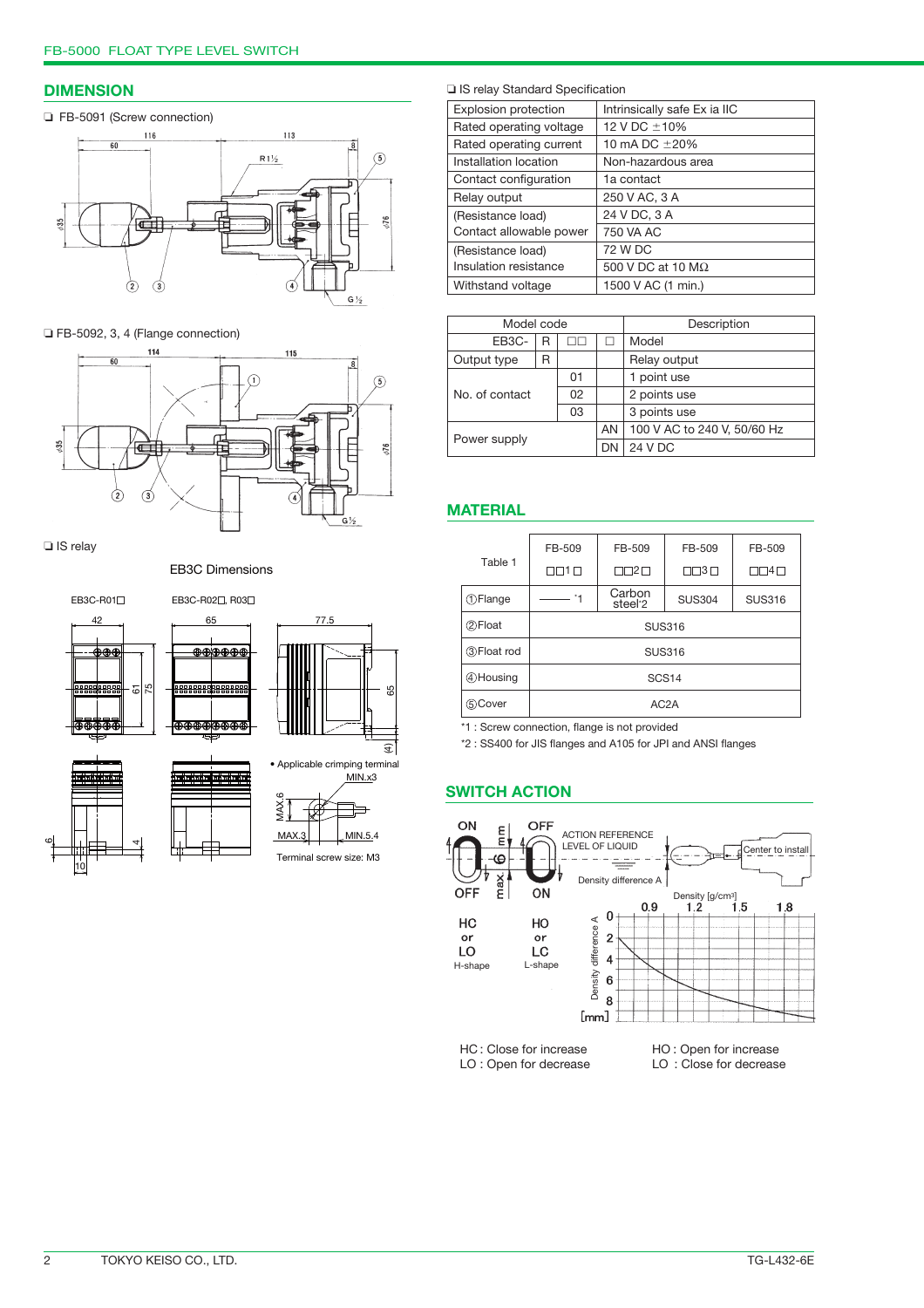## DIMENSION

❑ FB-5091 (Screw connection)

❑ FB-5092, 3, 4 (Flange connection)

❑ IS relay

EB3C Dimensions

EB3C-R01□ EB3C-R02□, R03□

• Applicable crimping terminal

Terminal screw size: M3

❑ IS relay Standard Specification

| Explosion protection | Intrinsically safe Ex ia IIC |
|---|---|
| Rated operating voltage | 12 V DC ±10% |
| Rated operating current | 10 mA DC ±20% |
| Installation location | Non-hazardous area |
| Contact configuration | 1a contact |
| Relay output | 250 V AC, 3 A |
| (Resistance load) Contact allowable power | 24 V DC, 3 A / 750 VA AC |
| (Resistance load) Insulation resistance | 72 W DC / 500 V DC at 10 MΩ |
| Withstand voltage | 1500 V AC (1 min.) |

| Model code | | | | Description |
|---|---|---|---|---|
| EB3C- | R | □□ | □ | Model |
| Output type | R | | | Relay output |
| No. of contact | | 01 | | 1 point use |
| | | 02 | | 2 points use |
| | | 03 | | 3 points use |
| Power supply | | | AN | 100 V AC to 240 V, 50/60 Hz |
| | | | DN | 24 V DC |

## MATERIAL

| Table 1 | FB-509 □□1□ | FB-509 □□2□ | FB-509 □□3□ | FB-509 □□4□ |
|---|---|---|---|---|
| ①Flange | —— *1 | Carbon steel*2 | SUS304 | SUS316 |
| ②Float | SUS316 | | | |
| ③Float rod | SUS316 | | | |
| ④Housing | SCS14 | | | |
| ⑤Cover | AC2A | | | |

*1 : Screw connection, flange is not provided

*2 : SS400 for JIS flanges and A105 for JPI and ANSI flanges

## SWITCH ACTION

ON / OFF — H-shape: HC or LO

OFF / ON — L-shape: HO or LC

6 mm max

ACTION REFERENCE LEVEL OF LIQUID

Density difference A

Center to install

Density [g/cm³]: 0.9, 1.2, 1.5, 1.8

Density difference A [mm]: 0, 2, 4, 6, 8

HC : Close for increase
LO : Open for decrease

HO : Open for increase
LO : Close for decrease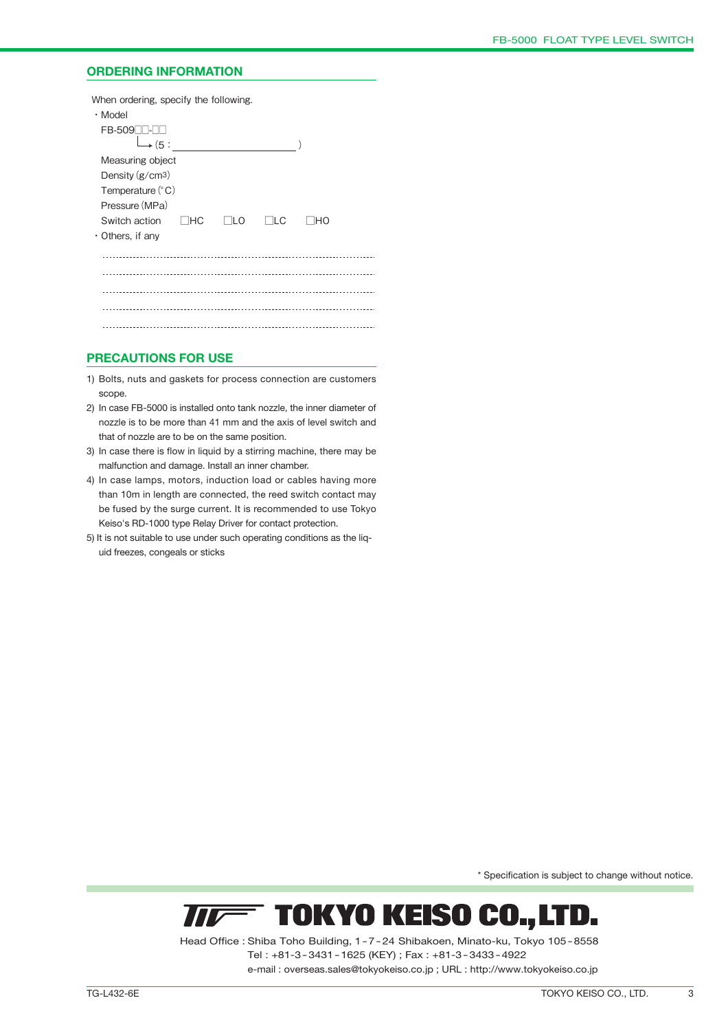## ORDERING INFORMATION

When ordering, specify the following.

- Model

  FB-509□□-□□

  └→ (5 : ____________________ )

  Measuring object

  Density (g/cm3)

  Temperature (°C)

  Pressure (MPa)

  Switch action □HC □LO □LC □HO

- Others, if any

  ..............................................................................

  ..............................................................................

  ..............................................................................

  ..............................................................................

  ..............................................................................

## PRECAUTIONS FOR USE

1) Bolts, nuts and gaskets for process connection are customers scope.
2) In case FB-5000 is installed onto tank nozzle, the inner diameter of nozzle is to be more than 41 mm and the axis of level switch and that of nozzle are to be on the same position.
3) In case there is flow in liquid by a stirring machine, there may be malfunction and damage. Install an inner chamber.
4) In case lamps, motors, induction load or cables having more than 10m in length are connected, the reed switch contact may be fused by the surge current. It is recommended to use Tokyo Keiso's RD-1000 type Relay Driver for contact protection.
5) It is not suitable to use under such operating conditions as the liquid freezes, congeals or sticks

* Specification is subject to change without notice.

**TOKYO KEISO CO., LTD.**

Head Office : Shiba Toho Building, 1-7-24 Shibakoen, Minato-ku, Tokyo 105-8558
Tel : +81-3-3431-1625 (KEY) ; Fax : +81-3-3433-4922
e-mail : overseas.sales@tokyokeiso.co.jp ; URL : http://www.tokyokeiso.co.jp

TG-L432-6E